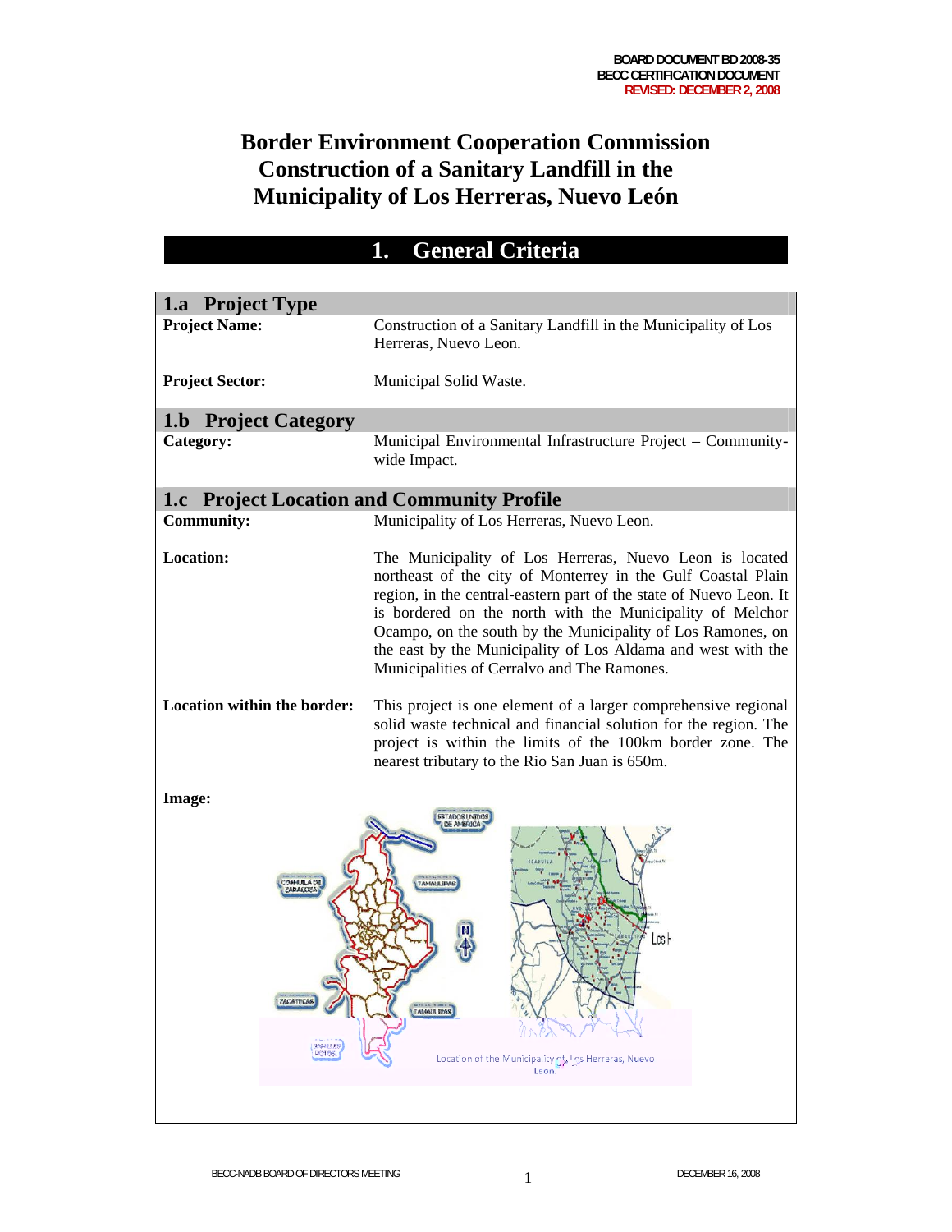BOARD DOCUMENT BD 2008-35
BECC CERTIFICATION DOCUMENT
REVISED: DECEMBER 2, 2008

# Border Environment Cooperation Commission Construction of a Sanitary Landfill in the Municipality of Los Herreras, Nuevo León

## 1. General Criteria

### 1.a Project Type

| | |
|---|---|
| **Project Name:** | Construction of a Sanitary Landfill in the Municipality of Los Herreras, Nuevo Leon. |
| **Project Sector:** | Municipal Solid Waste. |

### 1.b Project Category

| | |
|---|---|
| **Category:** | Municipal Environmental Infrastructure Project – Community-wide Impact. |

### 1.c Project Location and Community Profile

| | |
|---|---|
| **Community:** | Municipality of Los Herreras, Nuevo Leon. |
| **Location:** | The Municipality of Los Herreras, Nuevo Leon is located northeast of the city of Monterrey in the Gulf Coastal Plain region, in the central-eastern part of the state of Nuevo Leon. It is bordered on the north with the Municipality of Melchor Ocampo, on the south by the Municipality of Los Ramones, on the east by the Municipality of Los Aldama and west with the Municipalities of Cerralvo and The Ramones. |
| **Location within the border:** | This project is one element of a larger comprehensive regional solid waste technical and financial solution for the region. The project is within the limits of the 100km border zone. The nearest tributary to the Rio San Juan is 650m. |

**Image:**

Location of the Municipality of Los Herreras, Nuevo Leon.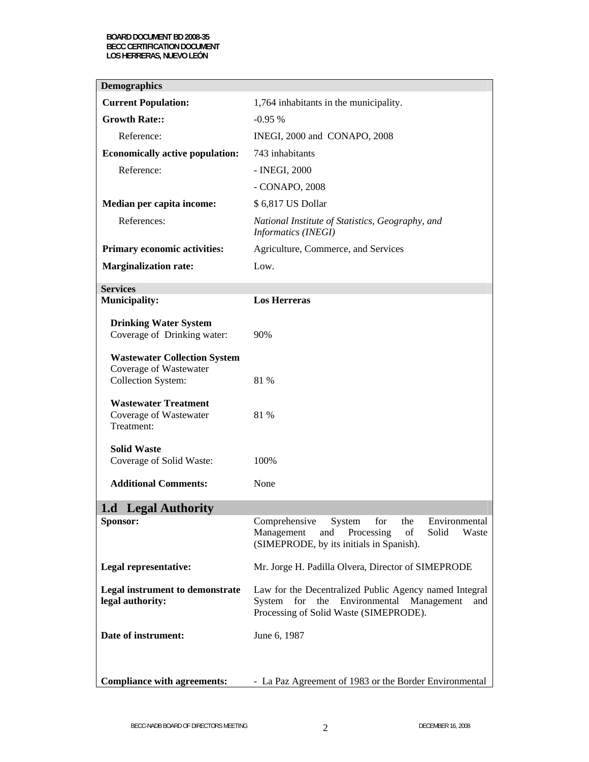| **Demographics** | |
|---|---|
| **Current Population:** | 1,764 inhabitants in the municipality. |
| **Growth Rate::** | -0.95 % |
| Reference: | INEGI, 2000 and CONAPO, 2008 |
| **Economically active population:** | 743 inhabitants |
| Reference: | - INEGI, 2000 |
| | - CONAPO, 2008 |
| **Median per capita income:** | $ 6,817 US Dollar |
| References: | *National Institute of Statistics, Geography, and Informatics (INEGI)* |
| **Primary economic activities:** | Agriculture, Commerce, and Services |
| **Marginalization rate:** | Low. |

| **Services** | |
|---|---|
| **Municipality:** | **Los Herreras** |
| **Drinking Water System** | |
| Coverage of Drinking water: | 90% |
| **Wastewater Collection System** | |
| Coverage of Wastewater Collection System: | 81 % |
| **Wastewater Treatment** | |
| Coverage of Wastewater Treatment: | 81 % |
| **Solid Waste** | |
| Coverage of Solid Waste: | 100% |
| **Additional Comments:** | None |

## 1.d Legal Authority

| | |
|---|---|
| **Sponsor:** | Comprehensive System for the Environmental Management and Processing of Solid Waste (SIMEPRODE, by its initials in Spanish). |
| **Legal representative:** | Mr. Jorge H. Padilla Olvera, Director of SIMEPRODE |
| **Legal instrument to demonstrate legal authority:** | Law for the Decentralized Public Agency named Integral System for the Environmental Management and Processing of Solid Waste (SIMEPRODE). |
| **Date of instrument:** | June 6, 1987 |
| **Compliance with agreements:** | - La Paz Agreement of 1983 or the Border Environmental |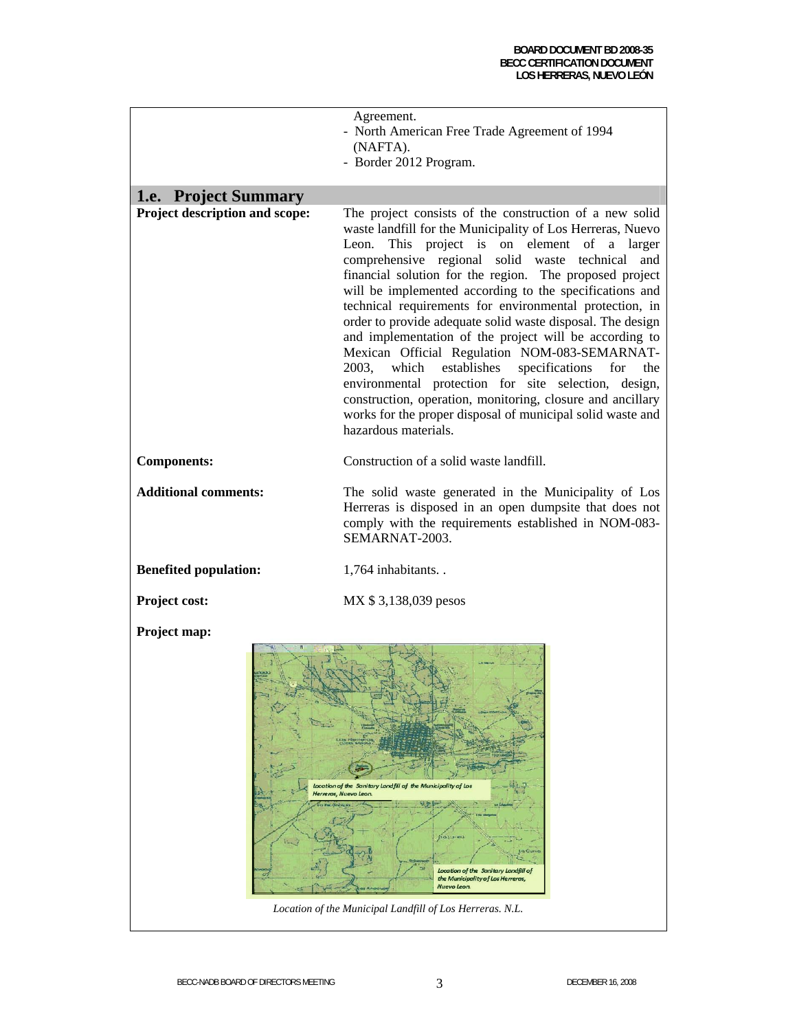Agreement.
- North American Free Trade Agreement of 1994 (NAFTA).
- Border 2012 Program.

## 1.e. Project Summary

| | |
|---|---|
| **Project description and scope:** | The project consists of the construction of a new solid waste landfill for the Municipality of Los Herreras, Nuevo Leon. This project is on element of a larger comprehensive regional solid waste technical and financial solution for the region. The proposed project will be implemented according to the specifications and technical requirements for environmental protection, in order to provide adequate solid waste disposal. The design and implementation of the project will be according to Mexican Official Regulation NOM-083-SEMARNAT-2003, which establishes specifications for the environmental protection for site selection, design, construction, operation, monitoring, closure and ancillary works for the proper disposal of municipal solid waste and hazardous materials. |
| **Components:** | Construction of a solid waste landfill. |
| **Additional comments:** | The solid waste generated in the Municipality of Los Herreras is disposed in an open dumpsite that does not comply with the requirements established in NOM-083-SEMARNAT-2003. |
| **Benefited population:** | 1,764 inhabitants. . |
| **Project cost:** | MX $ 3,138,039 pesos |

**Project map:**

*Location of the Municipal Landfill of Los Herreras. N.L.*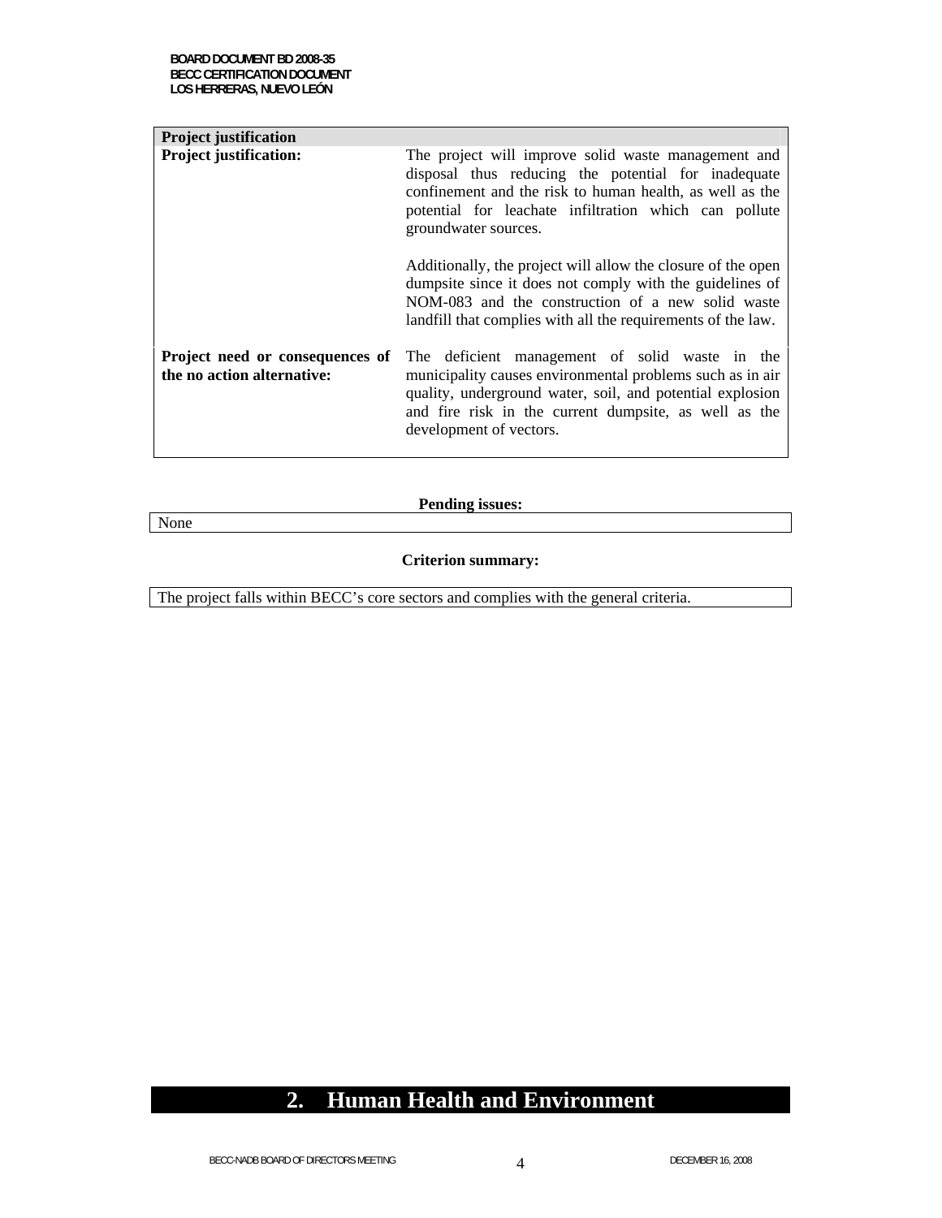| Project justification | |
|---|---|
| **Project justification:** | The project will improve solid waste management and disposal thus reducing the potential for inadequate confinement and the risk to human health, as well as the potential for leachate infiltration which can pollute groundwater sources.<br><br>Additionally, the project will allow the closure of the open dumpsite since it does not comply with the guidelines of NOM-083 and the construction of a new solid waste landfill that complies with all the requirements of the law. |
| **Project need or consequences of the no action alternative:** | The deficient management of solid waste in the municipality causes environmental problems such as in air quality, underground water, soil, and potential explosion and fire risk in the current dumpsite, as well as the development of vectors. |

**Pending issues:**

None

**Criterion summary:**

The project falls within BECC's core sectors and complies with the general criteria.

# 2. Human Health and Environment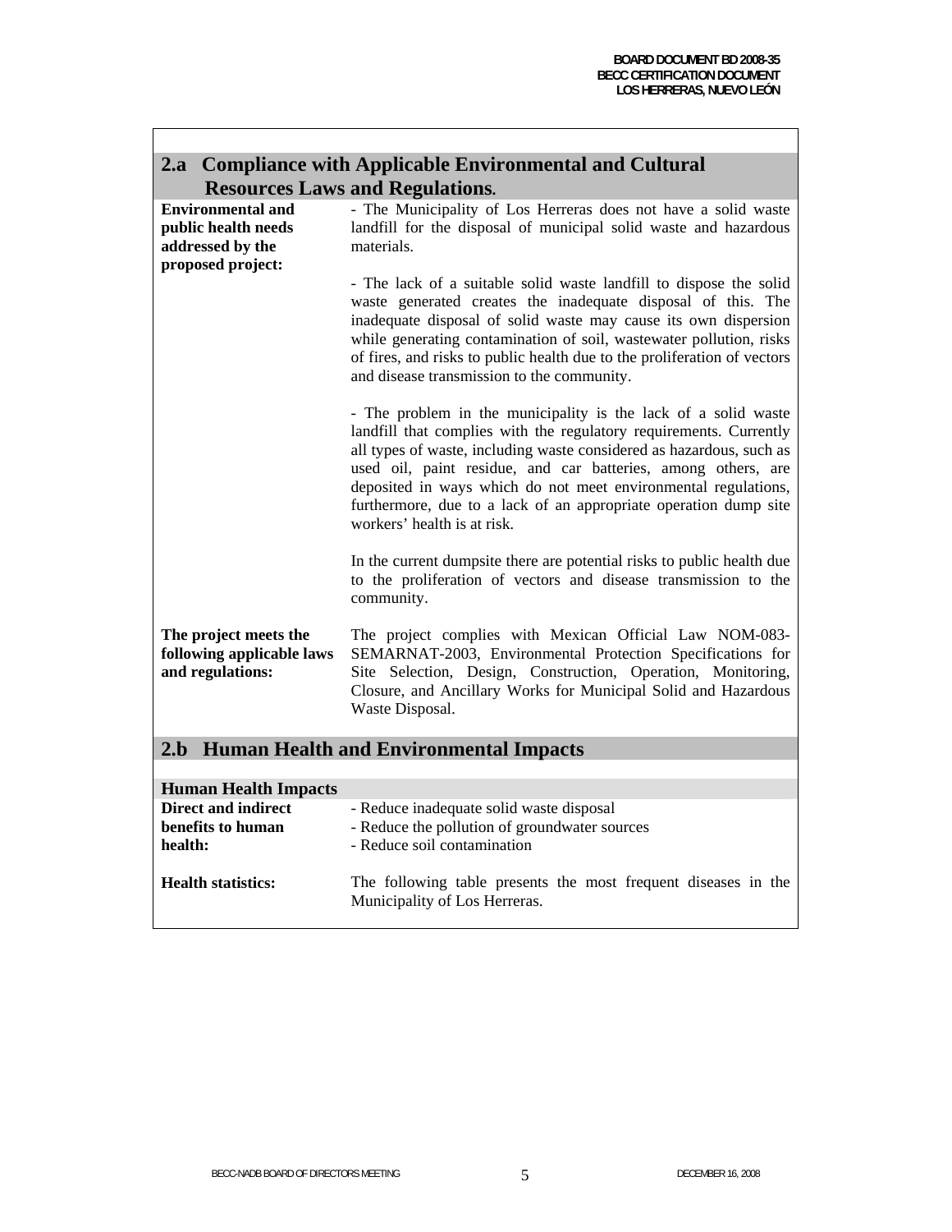## 2.a Compliance with Applicable Environmental and Cultural Resources Laws and Regulations.

**Environmental and public health needs addressed by the proposed project:**

- The Municipality of Los Herreras does not have a solid waste landfill for the disposal of municipal solid waste and hazardous materials.

- The lack of a suitable solid waste landfill to dispose the solid waste generated creates the inadequate disposal of this. The inadequate disposal of solid waste may cause its own dispersion while generating contamination of soil, wastewater pollution, risks of fires, and risks to public health due to the proliferation of vectors and disease transmission to the community.

- The problem in the municipality is the lack of a solid waste landfill that complies with the regulatory requirements. Currently all types of waste, including waste considered as hazardous, such as used oil, paint residue, and car batteries, among others, are deposited in ways which do not meet environmental regulations, furthermore, due to a lack of an appropriate operation dump site workers' health is at risk.

In the current dumpsite there are potential risks to public health due to the proliferation of vectors and disease transmission to the community.

**The project meets the following applicable laws and regulations:**

The project complies with Mexican Official Law NOM-083-SEMARNAT-2003, Environmental Protection Specifications for Site Selection, Design, Construction, Operation, Monitoring, Closure, and Ancillary Works for Municipal Solid and Hazardous Waste Disposal.

## 2.b Human Health and Environmental Impacts

### Human Health Impacts

**Direct and indirect benefits to human health:**

- Reduce inadequate solid waste disposal
- Reduce the pollution of groundwater sources
- Reduce soil contamination

**Health statistics:**

The following table presents the most frequent diseases in the Municipality of Los Herreras.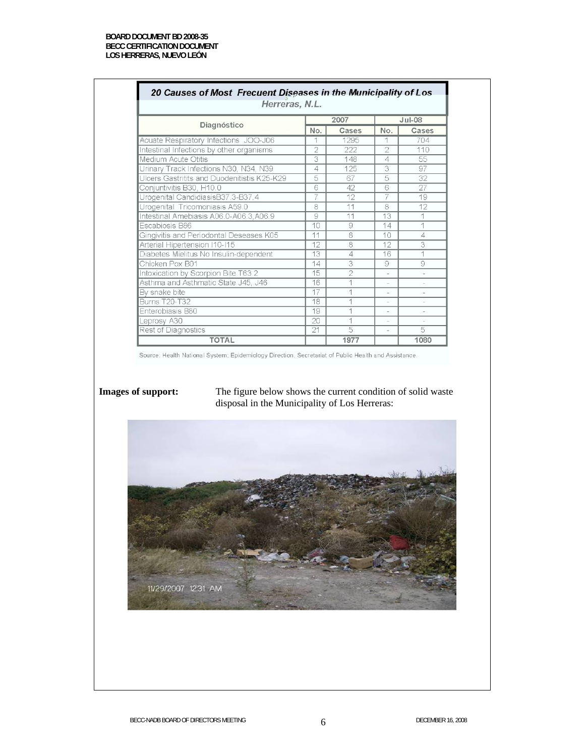**20 Causes of Most Frecuent Diseases in the Municipality of Los Herreras, N.L.**

| Diagnóstico | 2007 | | Jul-08 | |
|---|---|---|---|---|
| | No. | Cases | No. | Cases |
| Acuate Respiratory Infections JOO-J06 | 1 | 1295 | 1 | 704 |
| Intestinal Infections by other organisms | 2 | 222 | 2 | 110 |
| Medium Acute Otitis | 3 | 148 | 4 | 55 |
| Urinary Track Infections N30, N34, N39 | 4 | 125 | 3 | 97 |
| Ulcers Gastritits and Duodenitistis K25-K29 | 5 | 67 | 5 | 32 |
| Conjuntivitis B30, H10.0 | 6 | 42 | 6 | 27 |
| Urogenital CandidiasisB37.3-B37.4 | 7 | 12 | 7 | 19 |
| Urogenital Tricomoniasis A59.0 | 8 | 11 | 8 | 12 |
| Intestinal Amebiasis A06.0-A06.3,A06.9 | 9 | 11 | 13 | 1 |
| Escabiosis B86 | 10 | 9 | 14 | 1 |
| Gingivitis and Periodontal Deseases K05 | 11 | 8 | 10 | 4 |
| Arterial Hipertension I10-I15 | 12 | 8 | 12 | 3 |
| Diabetes Mielitus No Insulin-dependent | 13 | 4 | 16 | 1 |
| Chicken Pox B01 | 14 | 3 | 9 | 9 |
| Intoxication by Scorpion Bite T63.2 | 15 | 2 | - | - |
| Asthma and Asthmatic State J45, J46 | 16 | 1 | - | - |
| By snake bite | 17 | 1 | - | - |
| Burns T20-T32 | 18 | 1 | - | - |
| Enterobiasis B80 | 19 | 1 | - | - |
| Leprosy A30 | 20 | 1 | - | - |
| Rest of Diagnostics | 21 | 5 | - | 5 |
| **TOTAL** | | **1977** | | **1080** |

Source: Health National System; Epidemiology Direction. Secretariat of Public Health and Assistance.

**Images of support:** The figure below shows the current condition of solid waste disposal in the Municipality of Los Herreras: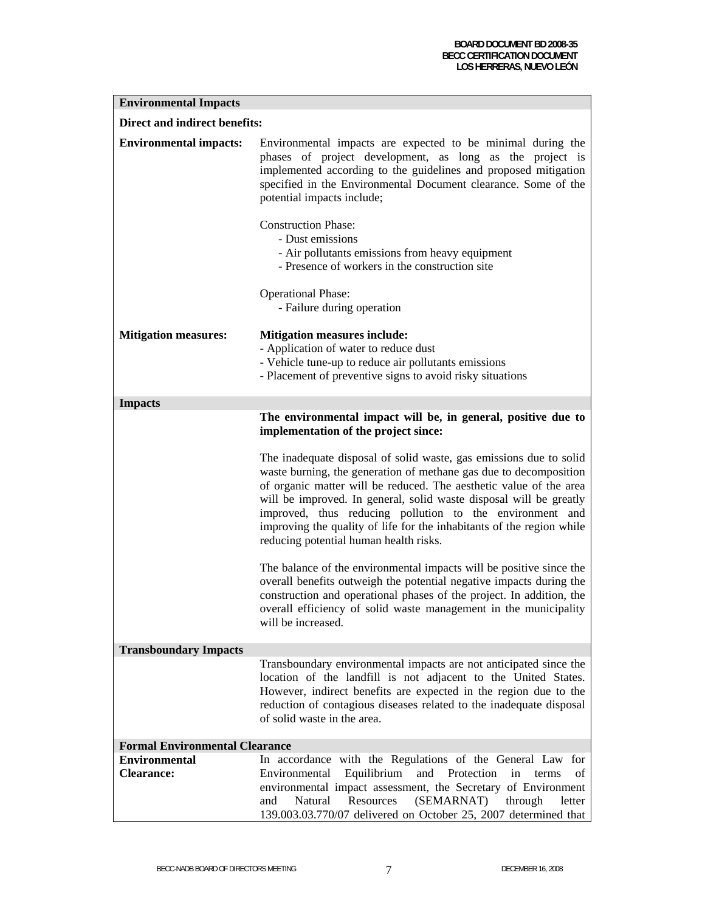| **Environmental Impacts** | |
|---|---|
| **Direct and indirect benefits:** | |
| **Environmental impacts:** | Environmental impacts are expected to be minimal during the phases of project development, as long as the project is implemented according to the guidelines and proposed mitigation specified in the Environmental Document clearance. Some of the potential impacts include;<br><br>Construction Phase:<br>- Dust emissions<br>- Air pollutants emissions from heavy equipment<br>- Presence of workers in the construction site<br><br>Operational Phase:<br>- Failure during operation |
| **Mitigation measures:** | **Mitigation measures include:**<br>- Application of water to reduce dust<br>- Vehicle tune-up to reduce air pollutants emissions<br>- Placement of preventive signs to avoid risky situations |
| **Impacts** | |
| | **The environmental impact will be, in general, positive due to implementation of the project since:**<br><br>The inadequate disposal of solid waste, gas emissions due to solid waste burning, the generation of methane gas due to decomposition of organic matter will be reduced. The aesthetic value of the area will be improved. In general, solid waste disposal will be greatly improved, thus reducing pollution to the environment and improving the quality of life for the inhabitants of the region while reducing potential human health risks.<br><br>The balance of the environmental impacts will be positive since the overall benefits outweigh the potential negative impacts during the construction and operational phases of the project. In addition, the overall efficiency of solid waste management in the municipality will be increased. |
| **Transboundary Impacts** | |
| | Transboundary environmental impacts are not anticipated since the location of the landfill is not adjacent to the United States. However, indirect benefits are expected in the region due to the reduction of contagious diseases related to the inadequate disposal of solid waste in the area. |
| **Formal Environmental Clearance** | |
| **Environmental Clearance:** | In accordance with the Regulations of the General Law for Environmental Equilibrium and Protection in terms of environmental impact assessment, the Secretary of Environment and Natural Resources (SEMARNAT) through letter 139.003.03.770/07 delivered on October 25, 2007 determined that |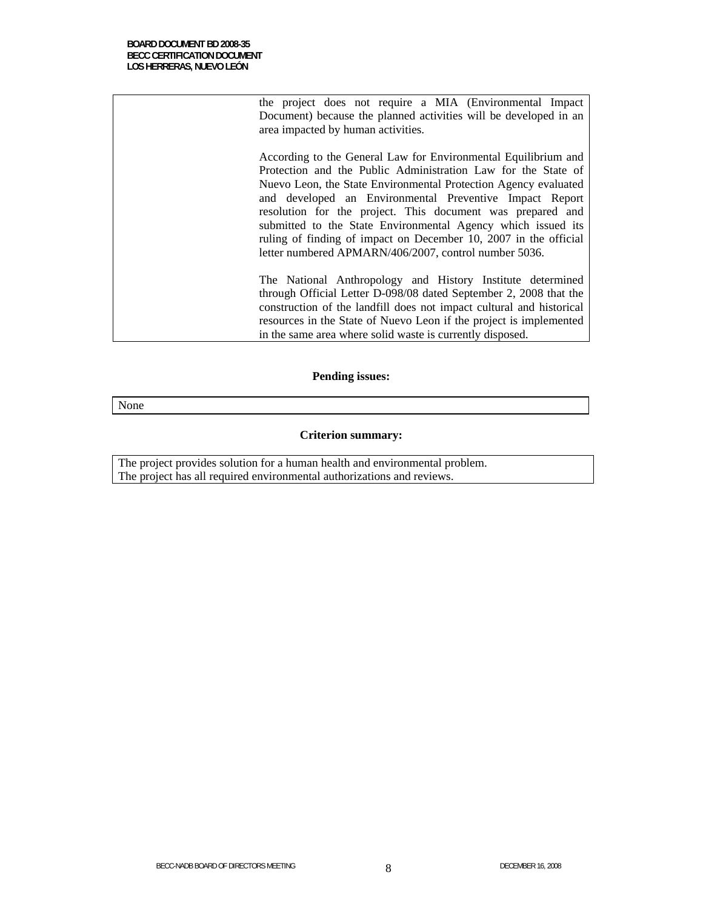| | |
|---|---|
| | the project does not require a MIA (Environmental Impact Document) because the planned activities will be developed in an area impacted by human activities.<br><br>According to the General Law for Environmental Equilibrium and Protection and the Public Administration Law for the State of Nuevo Leon, the State Environmental Protection Agency evaluated and developed an Environmental Preventive Impact Report resolution for the project. This document was prepared and submitted to the State Environmental Agency which issued its ruling of finding of impact on December 10, 2007 in the official letter numbered APMARN/406/2007, control number 5036.<br><br>The National Anthropology and History Institute determined through Official Letter D-098/08 dated September 2, 2008 that the construction of the landfill does not impact cultural and historical resources in the State of Nuevo Leon if the project is implemented in the same area where solid waste is currently disposed. |

**Pending issues:**

| |
|---|
| None |

**Criterion summary:**

| |
|---|
| The project provides solution for a human health and environmental problem.<br>The project has all required environmental authorizations and reviews. |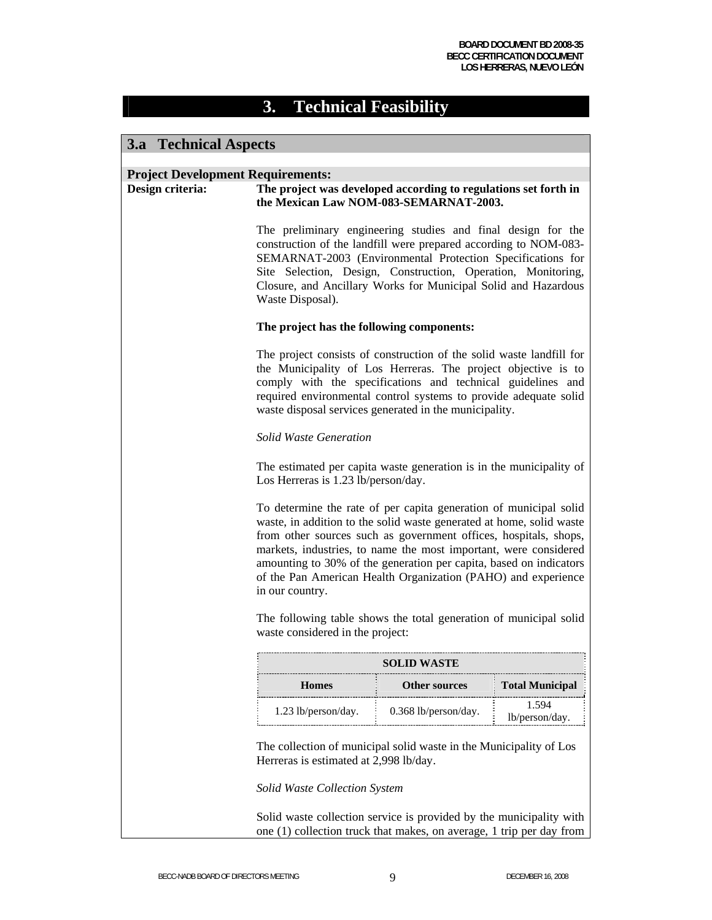# 3. Technical Feasibility

## 3.a Technical Aspects

### Project Development Requirements:

**Design criteria:** **The project was developed according to regulations set forth in the Mexican Law NOM-083-SEMARNAT-2003.**

The preliminary engineering studies and final design for the construction of the landfill were prepared according to NOM-083-SEMARNAT-2003 (Environmental Protection Specifications for Site Selection, Design, Construction, Operation, Monitoring, Closure, and Ancillary Works for Municipal Solid and Hazardous Waste Disposal).

**The project has the following components:**

The project consists of construction of the solid waste landfill for the Municipality of Los Herreras. The project objective is to comply with the specifications and technical guidelines and required environmental control systems to provide adequate solid waste disposal services generated in the municipality.

*Solid Waste Generation*

The estimated per capita waste generation is in the municipality of Los Herreras is 1.23 lb/person/day.

To determine the rate of per capita generation of municipal solid waste, in addition to the solid waste generated at home, solid waste from other sources such as government offices, hospitals, shops, markets, industries, to name the most important, were considered amounting to 30% of the generation per capita, based on indicators of the Pan American Health Organization (PAHO) and experience in our country.

The following table shows the total generation of municipal solid waste considered in the project:

| SOLID WASTE | | |
|---|---|---|
| **Homes** | **Other sources** | **Total Municipal** |
| 1.23 lb/person/day. | 0.368 lb/person/day. | 1.594 lb/person/day. |

The collection of municipal solid waste in the Municipality of Los Herreras is estimated at 2,998 lb/day.

*Solid Waste Collection System*

Solid waste collection service is provided by the municipality with one (1) collection truck that makes, on average, 1 trip per day from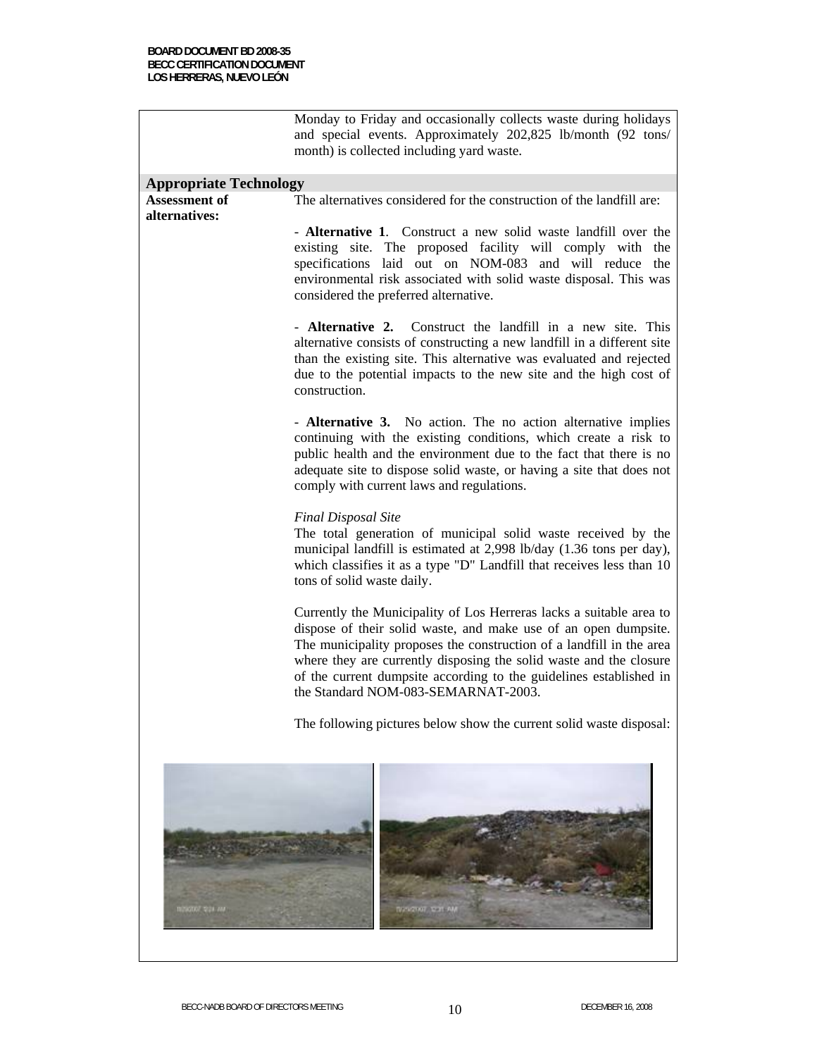Monday to Friday and occasionally collects waste during holidays and special events. Approximately 202,825 lb/month (92 tons/ month) is collected including yard waste.

## Appropriate Technology

**Assessment of alternatives:**

The alternatives considered for the construction of the landfill are:

- **Alternative 1**. Construct a new solid waste landfill over the existing site. The proposed facility will comply with the specifications laid out on NOM-083 and will reduce the environmental risk associated with solid waste disposal. This was considered the preferred alternative.

- **Alternative 2.** Construct the landfill in a new site. This alternative consists of constructing a new landfill in a different site than the existing site. This alternative was evaluated and rejected due to the potential impacts to the new site and the high cost of construction.

- **Alternative 3.** No action. The no action alternative implies continuing with the existing conditions, which create a risk to public health and the environment due to the fact that there is no adequate site to dispose solid waste, or having a site that does not comply with current laws and regulations.

*Final Disposal Site*

The total generation of municipal solid waste received by the municipal landfill is estimated at 2,998 lb/day (1.36 tons per day), which classifies it as a type "D" Landfill that receives less than 10 tons of solid waste daily.

Currently the Municipality of Los Herreras lacks a suitable area to dispose of their solid waste, and make use of an open dumpsite. The municipality proposes the construction of a landfill in the area where they are currently disposing the solid waste and the closure of the current dumpsite according to the guidelines established in the Standard NOM-083-SEMARNAT-2003.

The following pictures below show the current solid waste disposal: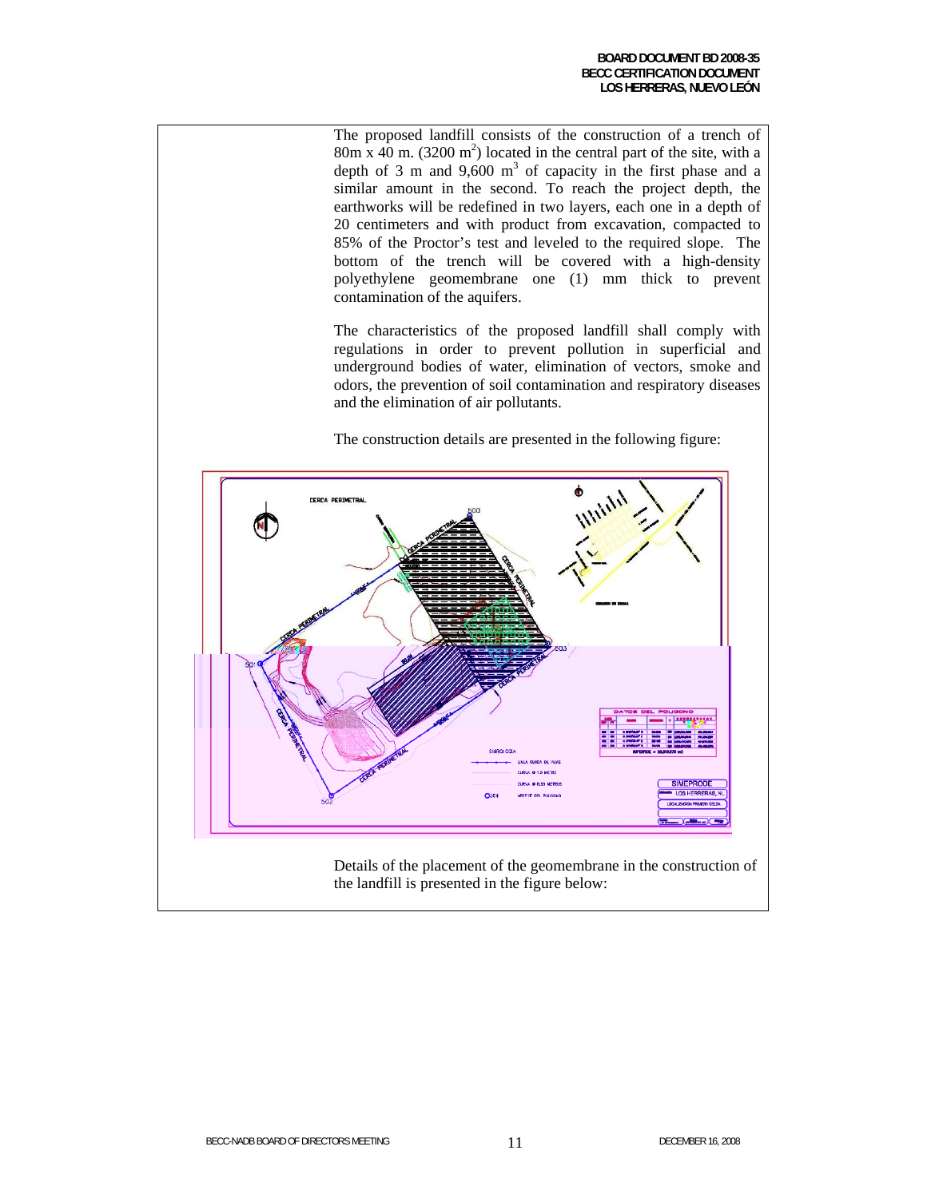The proposed landfill consists of the construction of a trench of 80m x 40 m. (3200 m$^2$) located in the central part of the site, with a depth of 3 m and 9,600 m$^3$ of capacity in the first phase and a similar amount in the second. To reach the project depth, the earthworks will be redefined in two layers, each one in a depth of 20 centimeters and with product from excavation, compacted to 85% of the Proctor's test and leveled to the required slope. The bottom of the trench will be covered with a high-density polyethylene geomembrane one (1) mm thick to prevent contamination of the aquifers.

The characteristics of the proposed landfill shall comply with regulations in order to prevent pollution in superficial and underground bodies of water, elimination of vectors, smoke and odors, the prevention of soil contamination and respiratory diseases and the elimination of air pollutants.

The construction details are presented in the following figure:

Details of the placement of the geomembrane in the construction of the landfill is presented in the figure below: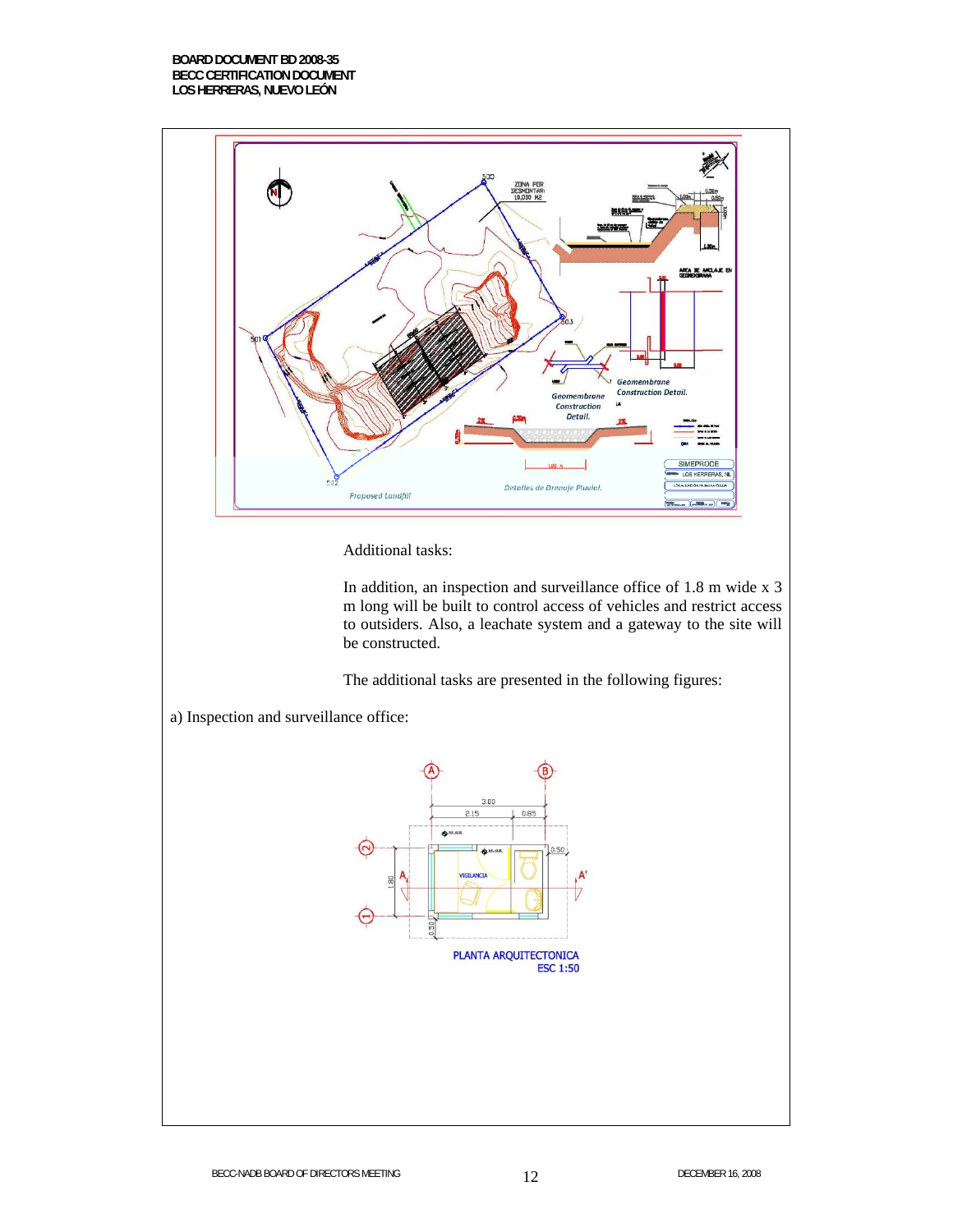Additional tasks:

In addition, an inspection and surveillance office of 1.8 m wide x 3 m long will be built to control access of vehicles and restrict access to outsiders. Also, a leachate system and a gateway to the site will be constructed.

The additional tasks are presented in the following figures:

a) Inspection and surveillance office: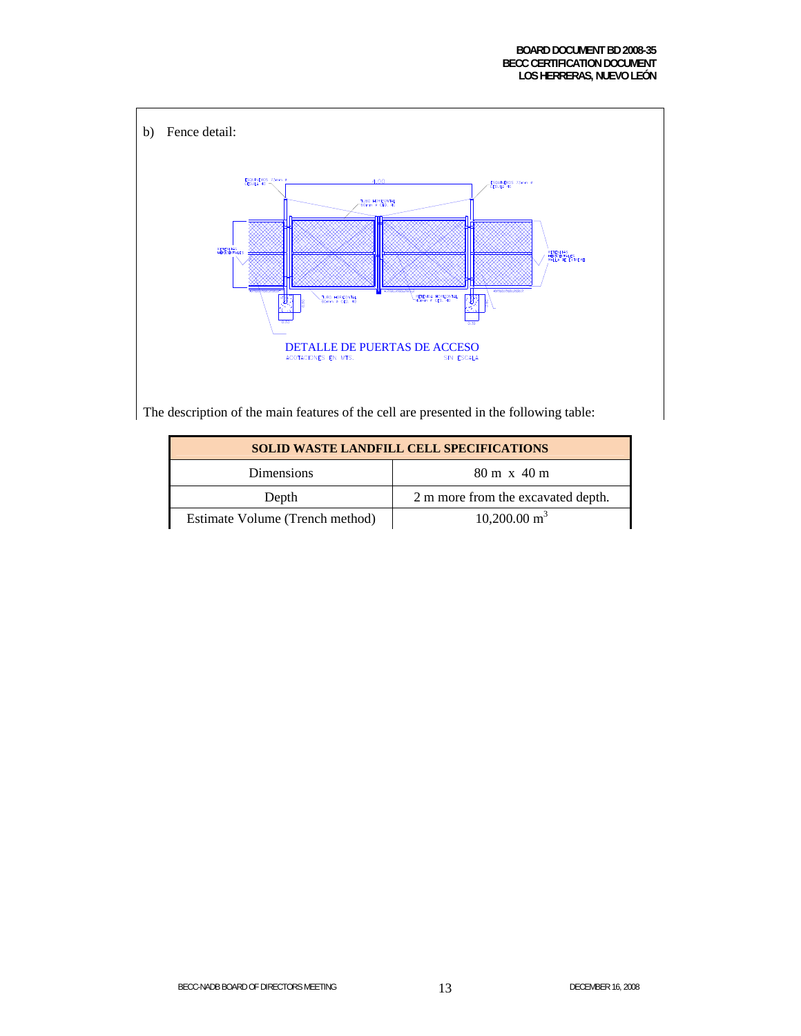b) Fence detail:

DETALLE DE PUERTAS DE ACCESO

ACOTACIONES EN MTS. SIN ESCALA

The description of the main features of the cell are presented in the following table:

| SOLID WASTE LANDFILL CELL SPECIFICATIONS | |
|---|---|
| Dimensions | 80 m x 40 m |
| Depth | 2 m more from the excavated depth. |
| Estimate Volume (Trench method) | 10,200.00 $m^3$ |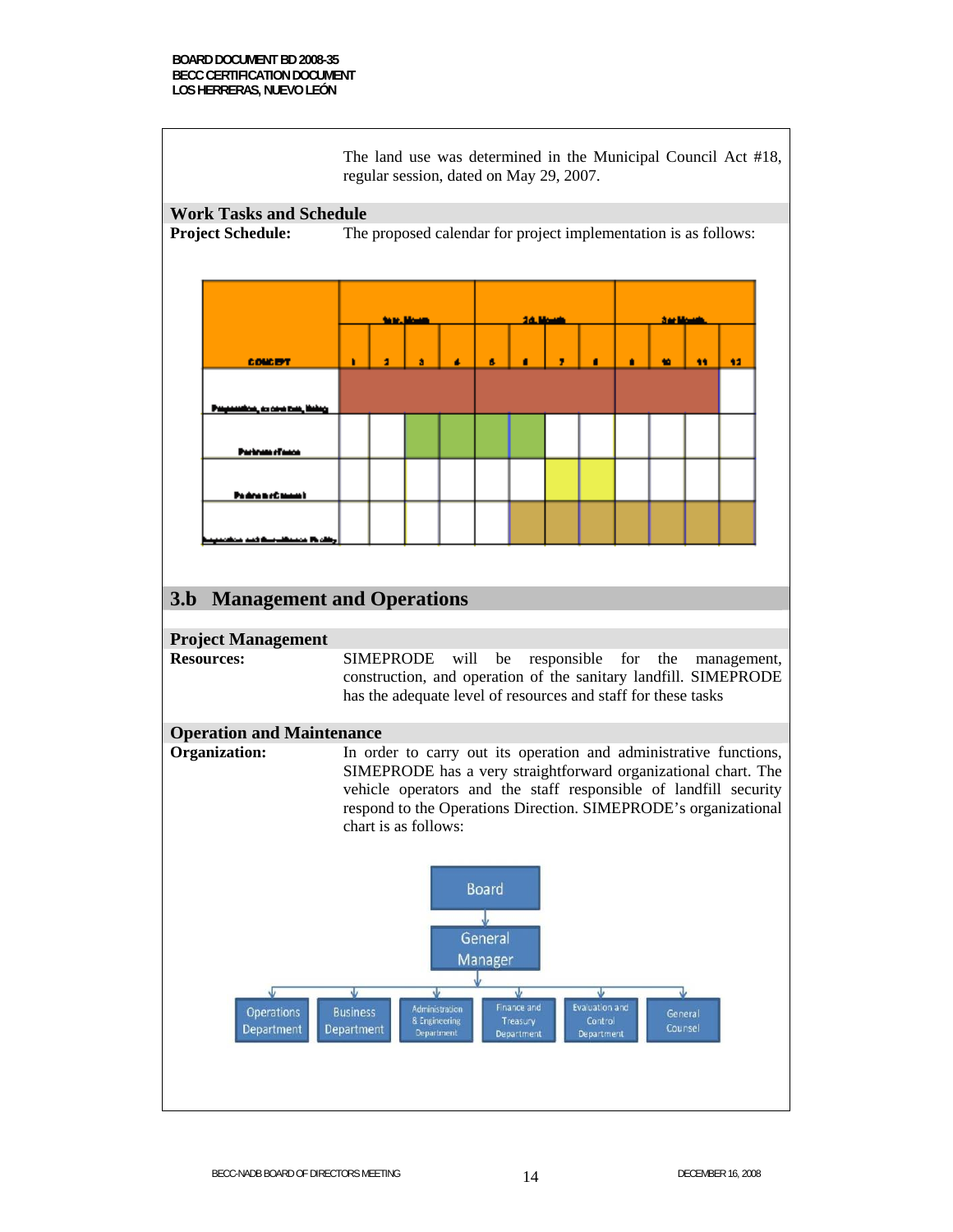The land use was determined in the Municipal Council Act #18, regular session, dated on May 29, 2007.

## Work Tasks and Schedule

**Project Schedule:** The proposed calendar for project implementation is as follows:

| CONCEPT | 1st. Month | | | | 2d. Month | | | | 3rd Month | | | |
|---|---|---|---|---|---|---|---|---|---|---|---|---|
| | 1 | 2 | 3 | 4 | 5 | 6 | 7 | 8 | 9 | 10 | 11 | 12 |
| Preparation, ... | ■ | ■ | ■ | ■ | ■ | ■ | ■ | ■ | ■ | ■ | ■ | |
| Perimeter Fence | | | ■ | ■ | ■ | ■ | | | | | | |
| Perimeter Channel | | | | | | | ■ | ■ | | | | |
| ... Facility | | | | | | ■ | ■ | ■ | ■ | ■ | ■ | ■ |

## 3.b Management and Operations

### Project Management

**Resources:** SIMEPRODE will be responsible for the management, construction, and operation of the sanitary landfill. SIMEPRODE has the adequate level of resources and staff for these tasks

### Operation and Maintenance

**Organization:** In order to carry out its operation and administrative functions, SIMEPRODE has a very straightforward organizational chart. The vehicle operators and the staff responsible of landfill security respond to the Operations Direction. SIMEPRODE's organizational chart is as follows:

- Board
  - General Manager
    - Operations Department
    - Business Department
    - Administration & Engineering Department
    - Finance and Treasury Department
    - Evaluation and Control Department
    - General Counsel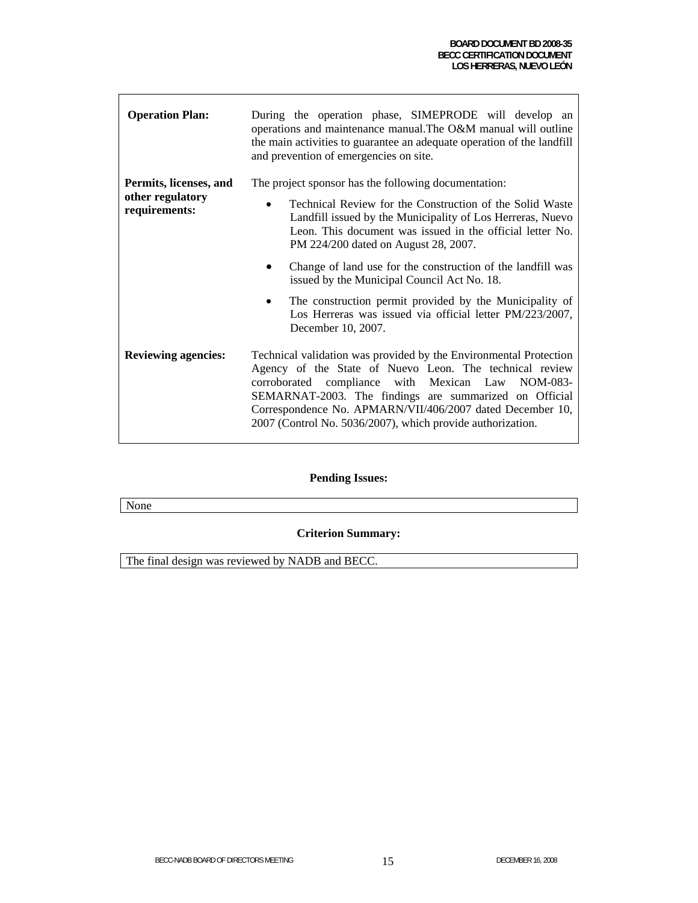| | |
|---|---|
| **Operation Plan:** | During the operation phase, SIMEPRODE will develop an operations and maintenance manual.The O&M manual will outline the main activities to guarantee an adequate operation of the landfill and prevention of emergencies on site. |
| **Permits, licenses, and other regulatory requirements:** | The project sponsor has the following documentation:<br>• Technical Review for the Construction of the Solid Waste Landfill issued by the Municipality of Los Herreras, Nuevo Leon. This document was issued in the official letter No. PM 224/200 dated on August 28, 2007.<br>• Change of land use for the construction of the landfill was issued by the Municipal Council Act No. 18.<br>• The construction permit provided by the Municipality of Los Herreras was issued via official letter PM/223/2007, December 10, 2007. |
| **Reviewing agencies:** | Technical validation was provided by the Environmental Protection Agency of the State of Nuevo Leon. The technical review corroborated compliance with Mexican Law NOM-083-SEMARNAT-2003. The findings are summarized on Official Correspondence No. APMARN/VII/406/2007 dated December 10, 2007 (Control No. 5036/2007), which provide authorization. |

**Pending Issues:**

None

**Criterion Summary:**

The final design was reviewed by NADB and BECC.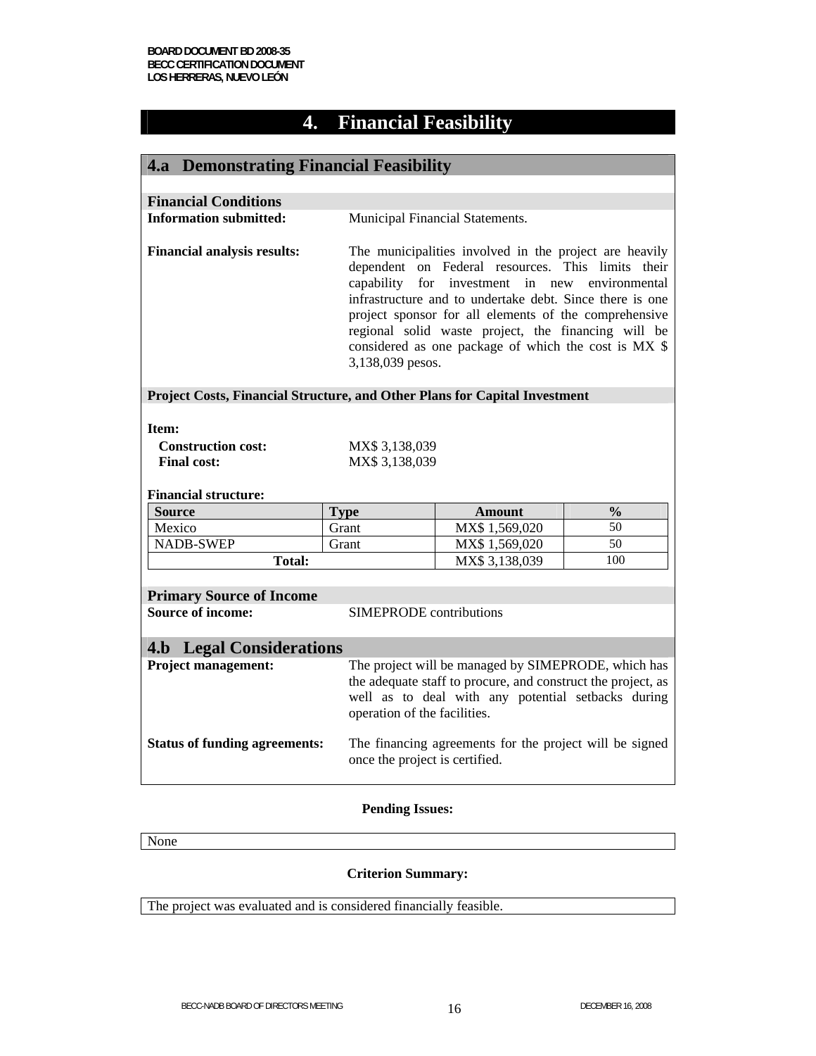# 4. Financial Feasibility

## 4.a Demonstrating Financial Feasibility

### Financial Conditions

**Information submitted:** Municipal Financial Statements.

**Financial analysis results:** The municipalities involved in the project are heavily dependent on Federal resources. This limits their capability for investment in new environmental infrastructure and to undertake debt. Since there is one project sponsor for all elements of the comprehensive regional solid waste project, the financing will be considered as one package of which the cost is MX $ 3,138,039 pesos.

### Project Costs, Financial Structure, and Other Plans for Capital Investment

**Item:**

**Construction cost:** MX$ 3,138,039
**Final cost:** MX$ 3,138,039

**Financial structure:**

| Source | Type | Amount | % |
|---|---|---|---|
| Mexico | Grant | MX$ 1,569,020 | 50 |
| NADB-SWEP | Grant | MX$ 1,569,020 | 50 |
| **Total:** | | MX$ 3,138,039 | 100 |

### Primary Source of Income

**Source of income:** SIMEPRODE contributions

## 4.b Legal Considerations

**Project management:** The project will be managed by SIMEPRODE, which has the adequate staff to procure, and construct the project, as well as to deal with any potential setbacks during operation of the facilities.

**Status of funding agreements:** The financing agreements for the project will be signed once the project is certified.

**Pending Issues:**

None

**Criterion Summary:**

The project was evaluated and is considered financially feasible.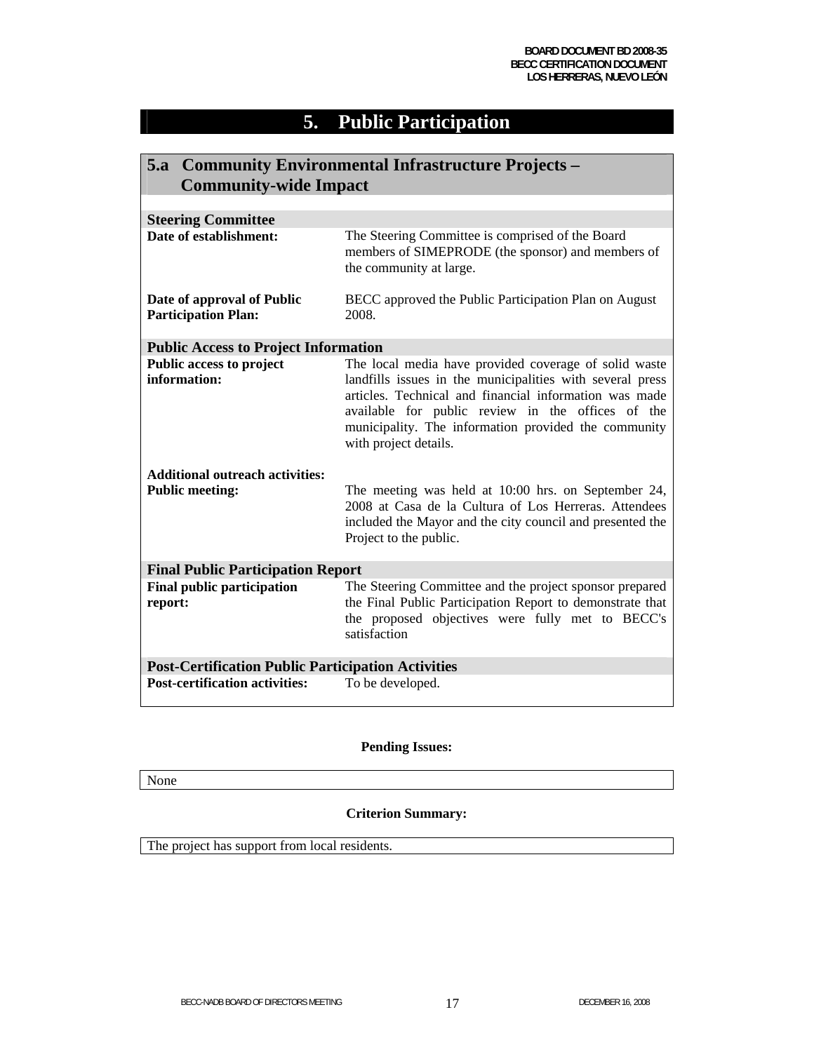# 5. Public Participation

## 5.a Community Environmental Infrastructure Projects – Community-wide Impact

| **Steering Committee** | |
|---|---|
| **Date of establishment:** | The Steering Committee is comprised of the Board members of SIMEPRODE (the sponsor) and members of the community at large. |
| **Date of approval of Public Participation Plan:** | BECC approved the Public Participation Plan on August 2008. |
| **Public Access to Project Information** | |
| **Public access to project information:** | The local media have provided coverage of solid waste landfills issues in the municipalities with several press articles. Technical and financial information was made available for public review in the offices of the municipality. The information provided the community with project details. |
| **Additional outreach activities:** | |
| **Public meeting:** | The meeting was held at 10:00 hrs. on September 24, 2008 at Casa de la Cultura of Los Herreras. Attendees included the Mayor and the city council and presented the Project to the public. |
| **Final Public Participation Report** | |
| **Final public participation report:** | The Steering Committee and the project sponsor prepared the Final Public Participation Report to demonstrate that the proposed objectives were fully met to BECC's satisfaction |
| **Post-Certification Public Participation Activities** | |
| **Post-certification activities:** | To be developed. |

**Pending Issues:**

None

**Criterion Summary:**

The project has support from local residents.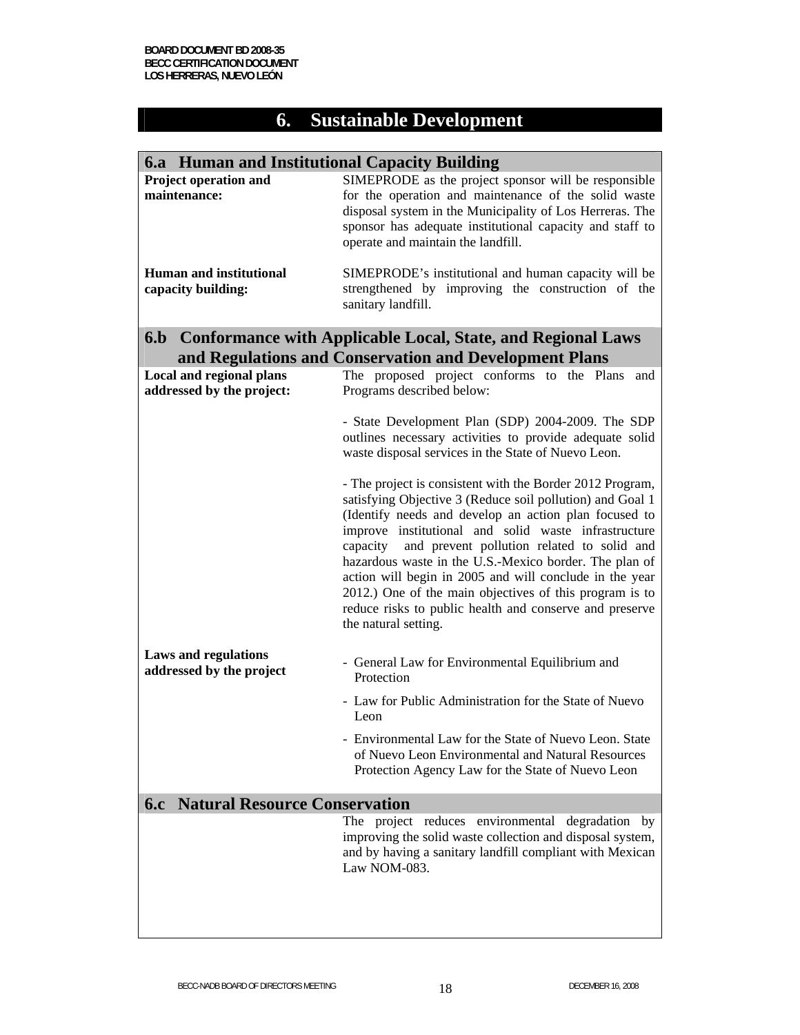# 6. Sustainable Development

## 6.a Human and Institutional Capacity Building

| | |
|---|---|
| **Project operation and maintenance:** | SIMEPRODE as the project sponsor will be responsible for the operation and maintenance of the solid waste disposal system in the Municipality of Los Herreras. The sponsor has adequate institutional capacity and staff to operate and maintain the landfill. |
| **Human and institutional capacity building:** | SIMEPRODE's institutional and human capacity will be strengthened by improving the construction of the sanitary landfill. |

## 6.b Conformance with Applicable Local, State, and Regional Laws and Regulations and Conservation and Development Plans

| | |
|---|---|
| **Local and regional plans addressed by the project:** | The proposed project conforms to the Plans and Programs described below:<br><br>- State Development Plan (SDP) 2004-2009. The SDP outlines necessary activities to provide adequate solid waste disposal services in the State of Nuevo Leon.<br><br>- The project is consistent with the Border 2012 Program, satisfying Objective 3 (Reduce soil pollution) and Goal 1 (Identify needs and develop an action plan focused to improve institutional and solid waste infrastructure capacity and prevent pollution related to solid and hazardous waste in the U.S.-Mexico border. The plan of action will begin in 2005 and will conclude in the year 2012.) One of the main objectives of this program is to reduce risks to public health and conserve and preserve the natural setting. |
| **Laws and regulations addressed by the project** | - General Law for Environmental Equilibrium and Protection<br>- Law for Public Administration for the State of Nuevo Leon<br>- Environmental Law for the State of Nuevo Leon. State of Nuevo Leon Environmental and Natural Resources Protection Agency Law for the State of Nuevo Leon |

## 6.c Natural Resource Conservation

The project reduces environmental degradation by improving the solid waste collection and disposal system, and by having a sanitary landfill compliant with Mexican Law NOM-083.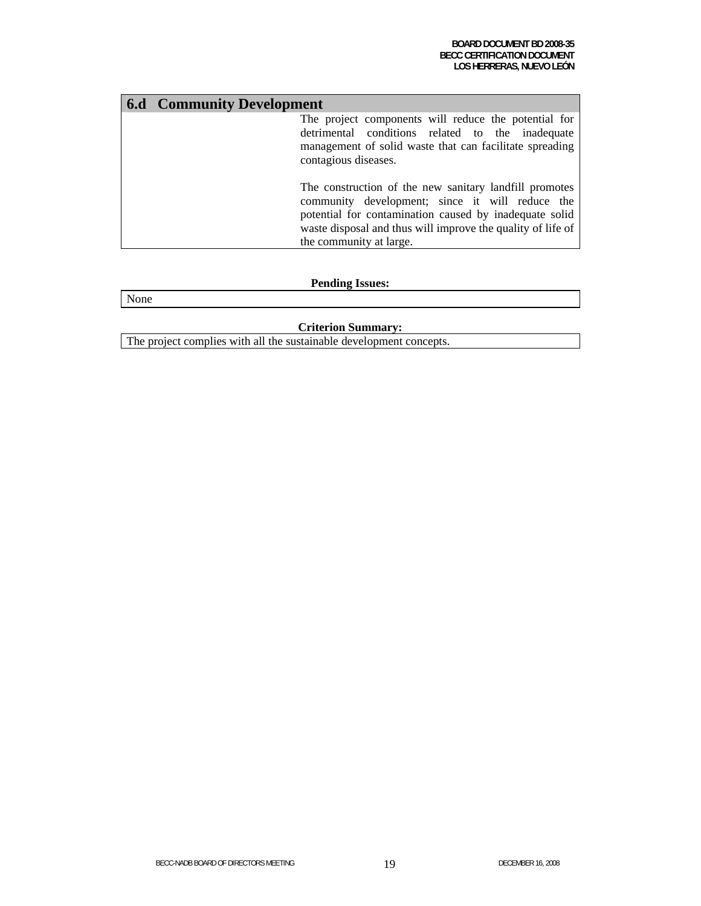### 6.d Community Development

The project components will reduce the potential for detrimental conditions related to the inadequate management of solid waste that can facilitate spreading contagious diseases.

The construction of the new sanitary landfill promotes community development; since it will reduce the potential for contamination caused by inadequate solid waste disposal and thus will improve the quality of life of the community at large.

**Pending Issues:**

None

**Criterion Summary:**

The project complies with all the sustainable development concepts.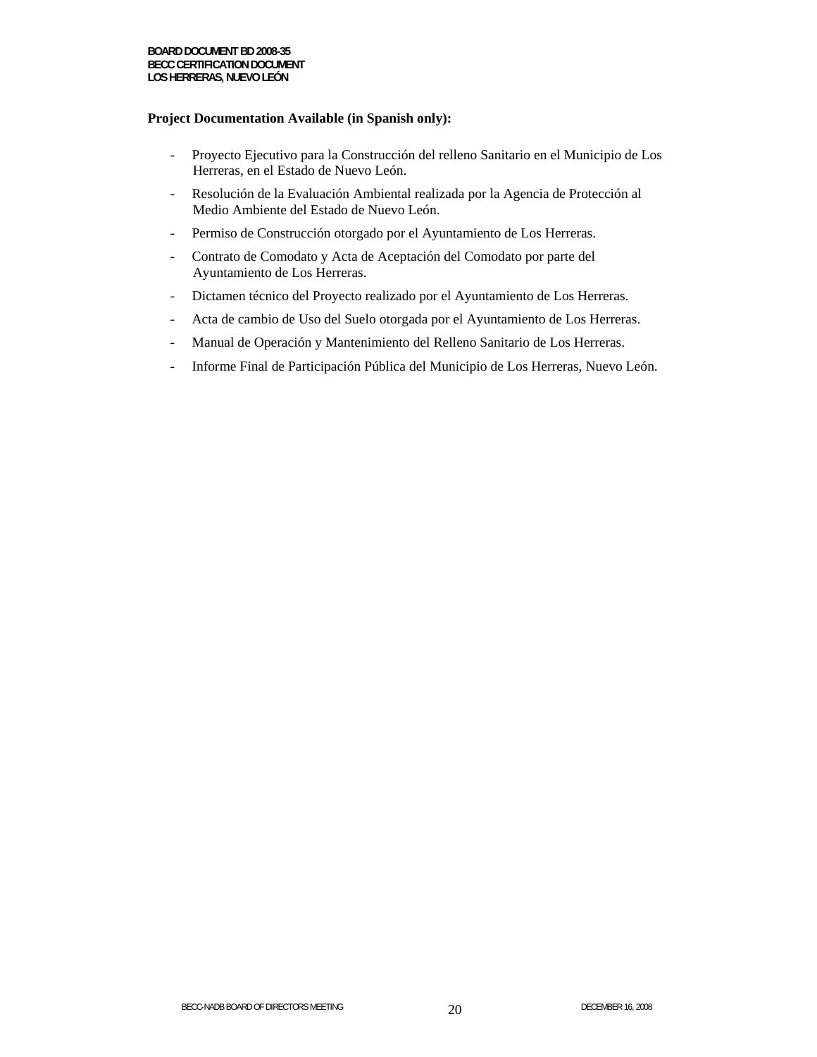**Project Documentation Available (in Spanish only):**

- Proyecto Ejecutivo para la Construcción del relleno Sanitario en el Municipio de Los Herreras, en el Estado de Nuevo León.
- Resolución de la Evaluación Ambiental realizada por la Agencia de Protección al Medio Ambiente del Estado de Nuevo León.
- Permiso de Construcción otorgado por el Ayuntamiento de Los Herreras.
- Contrato de Comodato y Acta de Aceptación del Comodato por parte del Ayuntamiento de Los Herreras.
- Dictamen técnico del Proyecto realizado por el Ayuntamiento de Los Herreras.
- Acta de cambio de Uso del Suelo otorgada por el Ayuntamiento de Los Herreras.
- Manual de Operación y Mantenimiento del Relleno Sanitario de Los Herreras.
- Informe Final de Participación Pública del Municipio de Los Herreras, Nuevo León.